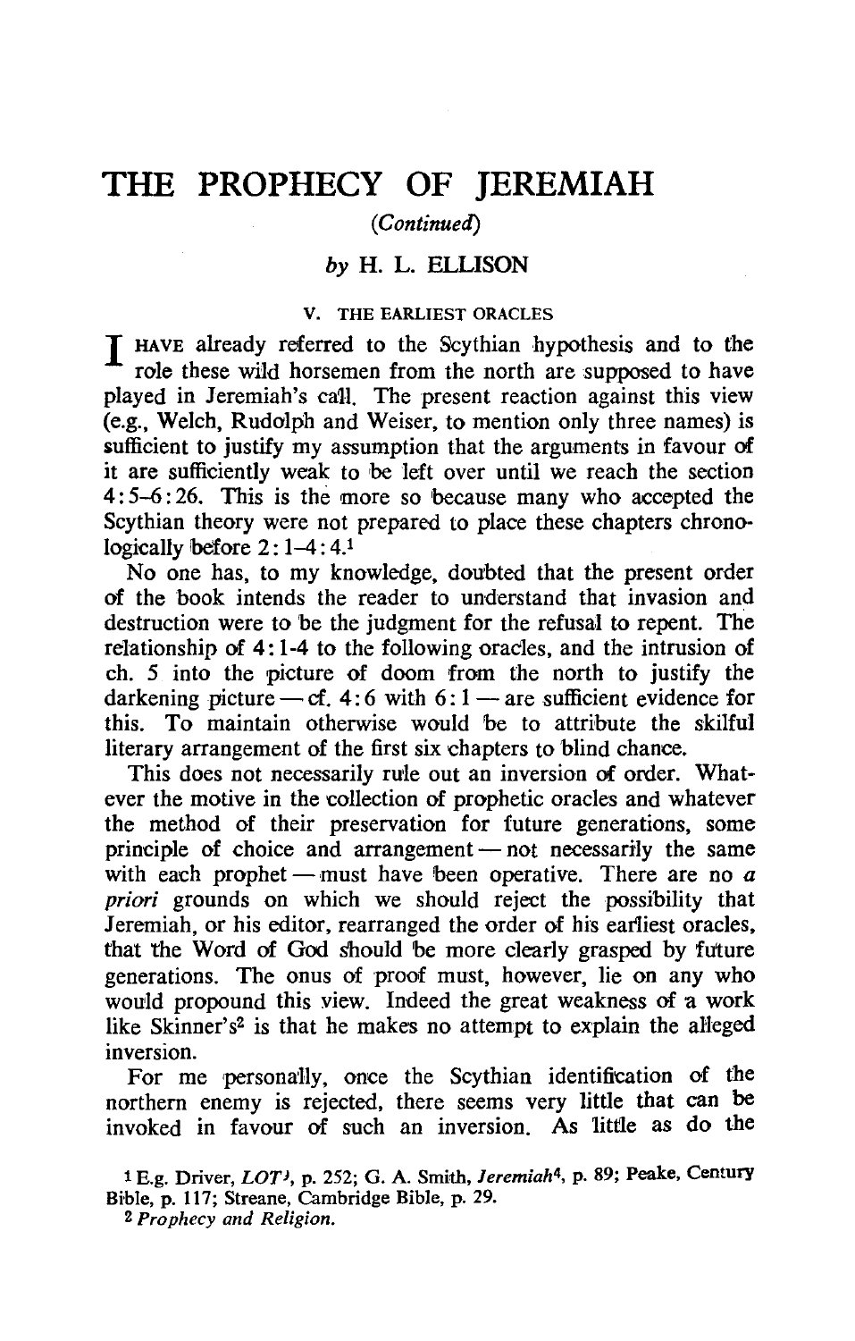# THE PROPHECY OF JEREMIAH

*(Continued)*

by H. L. ELLISON

## V. THE EARLIEST ORACLES

I have already referred to the Scythian hypothesis and to the rôle these wild horsemen from the north are supposed to have played in Jeremiah's call. The present reaction against this view (e.g., Welch, Rudolph and Weiser, to mention only three names) is sufficient to justify my assumption that the arguments in favour of it are sufficiently weak to be left over until we reach the section 4:5–6:26. This is the more so because many who accepted the Scythian theory were not prepared to place these chapters chronologically before 2:1–4:4.[1]

No one has, to my knowledge, doubted that the present order of the book intends the reader to understand that invasion and destruction were to be the judgment for the refusal to repent. The relationship of 4:1-4 to the following oracles, and the intrusion of ch. 5 into the picture of doom from the north to justify the darkening picture — cf. 4:6 with 6:1 — are sufficient evidence for this. To maintain otherwise would be to attribute the skilful literary arrangement of the first six chapters to blind chance.

This does not necessarily rule out an inversion of order. Whatever the motive in the collection of prophetic oracles and whatever the method of their preservation for future generations, some principle of choice and arrangement — not necessarily the same with each prophet — must have been operative. There are no *a priori* grounds on which we should reject the possibility that Jeremiah, or his editor, rearranged the order of his earliest oracles, that the Word of God should be more clearly grasped by future generations. The onus of proof must, however, lie on any who would propound this view. Indeed the great weakness of a work like Skinner's[2] is that he makes no attempt to explain the alleged inversion.

For me personally, once the Scythian identification of the northern enemy is rejected, there seems very little that can be invoked in favour of such an inversion. As little as do the

---

[1] E.g. Driver, *LOT*[9], p. 252; G. A. Smith, *Jeremiah*[4], p. 89; Peake, Century Bible, p. 117; Streane, Cambridge Bible, p. 29.

[2] *Prophecy and Religion.*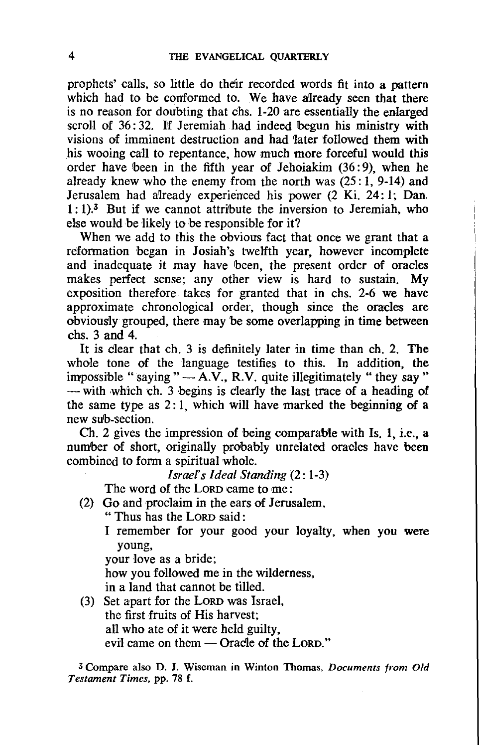prophets' calls, so little do their recorded words fit into a pattern which had to be conformed to. We have already seen that there is no reason for doubting that chs. 1-20 are essentially the enlarged scroll of 36:32. If Jeremiah had indeed begun his ministry with visions of imminent destruction and had later followed them with his wooing call to repentance, how much more forceful would this order have been in the fifth year of Jehoiakim (36:9), when he already knew who the enemy from the north was (25:1, 9-14) and Jerusalem had already experienced his power (2 Ki. 24:1; Dan. 1:1).[3] But if we cannot attribute the inversion to Jeremiah, who else would be likely to be responsible for it?

When we add to this the obvious fact that once we grant that a reformation began in Josiah's twelfth year, however incomplete and inadequate it may have been, the present order of oracles makes perfect sense; any other view is hard to sustain. My exposition therefore takes for granted that in chs. 2-6 we have approximate chronological order, though since the oracles are obviously grouped, there may be some overlapping in time between chs. 3 and 4.

It is clear that ch. 3 is definitely later in time than ch. 2. The whole tone of the language testifies to this. In addition, the impossible "saying" — A.V., R.V. quite illegitimately "they say" — with which ch. 3 begins is clearly the last trace of a heading of the same type as 2:1, which will have marked the beginning of a new sub-section.

Ch. 2 gives the impression of being comparable with Is. 1, i.e., a number of short, originally probably unrelated oracles have been combined to form a spiritual whole.

*Israel's Ideal Standing* (2:1-3)

The word of the LORD came to me:

(2) Go and proclaim in the ears of Jerusalem,
"Thus has the LORD said:
I remember for your good your loyalty, when you were young,
your love as a bride;
how you followed me in the wilderness,
in a land that cannot be tilled.

(3) Set apart for the LORD was Israel,
the first fruits of His harvest;
all who ate of it were held guilty,
evil came on them — Oracle of the LORD."

[3] Compare also D. J. Wiseman in Winton Thomas, *Documents from Old Testament Times*, pp. 78 f.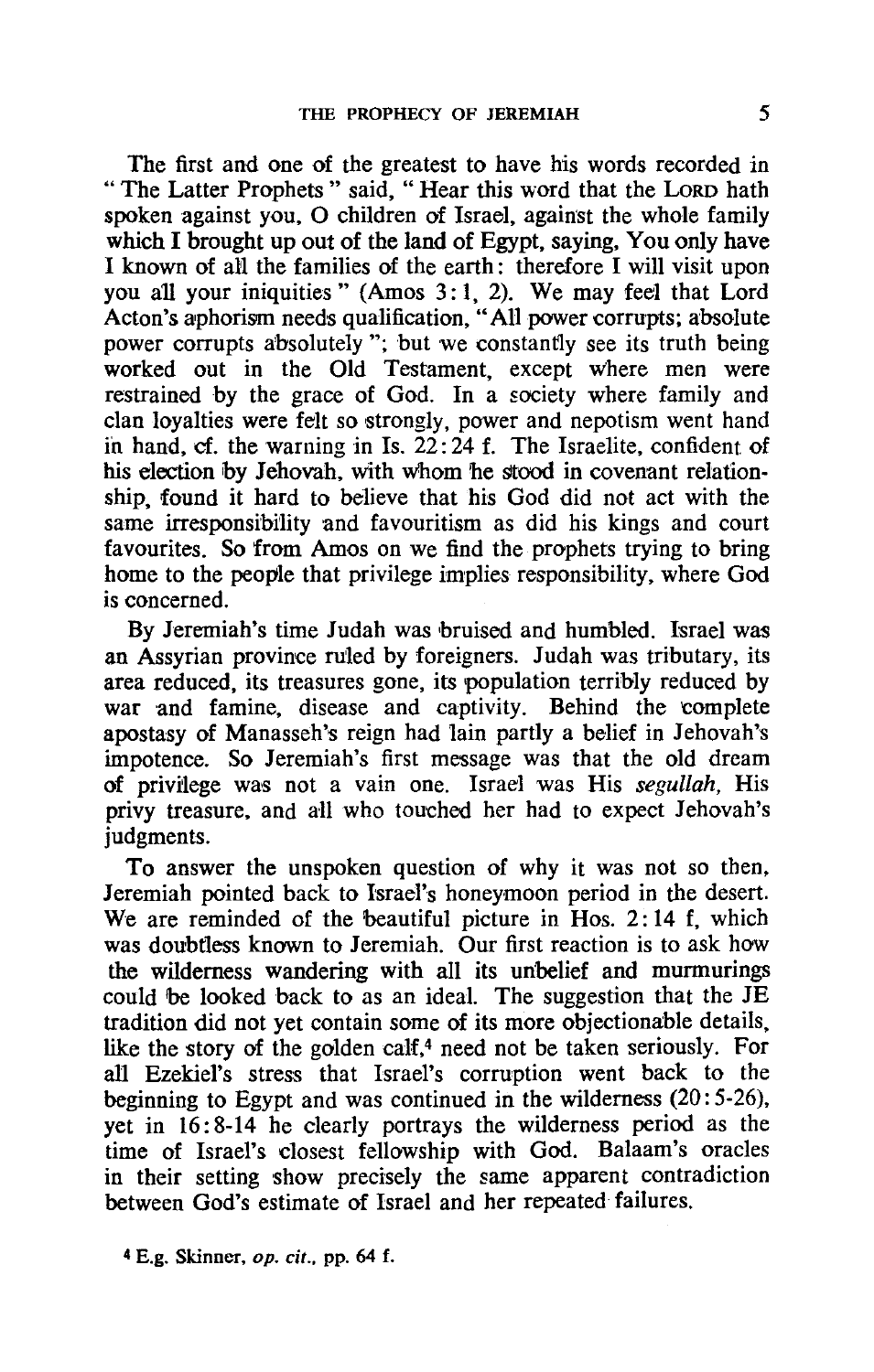The first and one of the greatest to have his words recorded in "The Latter Prophets" said, "Hear this word that the LORD hath spoken against you, O children of Israel, against the whole family which I brought up out of the land of Egypt, saying, You only have I known of all the families of the earth: therefore I will visit upon you all your iniquities" (Amos 3:1, 2). We may feel that Lord Acton's aphorism needs qualification, "All power corrupts; absolute power corrupts absolutely"; but we constantly see its truth being worked out in the Old Testament, except where men were restrained by the grace of God. In a society where family and clan loyalties were felt so strongly, power and nepotism went hand in hand, cf. the warning in Is. 22:24 f. The Israelite, confident of his election by Jehovah, with whom he stood in covenant relationship, found it hard to believe that his God did not act with the same irresponsibility and favouritism as did his kings and court favourites. So from Amos on we find the prophets trying to bring home to the people that privilege implies responsibility, where God is concerned.

By Jeremiah's time Judah was bruised and humbled. Israel was an Assyrian province ruled by foreigners. Judah was tributary, its area reduced, its treasures gone, its population terribly reduced by war and famine, disease and captivity. Behind the complete apostasy of Manasseh's reign had lain partly a belief in Jehovah's impotence. So Jeremiah's first message was that the old dream of privilege was not a vain one. Israel was His *segullah*, His privy treasure, and all who touched her had to expect Jehovah's judgments.

To answer the unspoken question of why it was not so then, Jeremiah pointed back to Israel's honeymoon period in the desert. We are reminded of the beautiful picture in Hos. 2:14 f, which was doubtless known to Jeremiah. Our first reaction is to ask how the wilderness wandering with all its unbelief and murmurings could be looked back to as an ideal. The suggestion that the JE tradition did not yet contain some of its more objectionable details, like the story of the golden calf,[4] need not be taken seriously. For all Ezekiel's stress that Israel's corruption went back to the beginning to Egypt and was continued in the wilderness (20:5-26), yet in 16:8-14 he clearly portrays the wilderness period as the time of Israel's closest fellowship with God. Balaam's oracles in their setting show precisely the same apparent contradiction between God's estimate of Israel and her repeated failures.

[4] E.g. Skinner, *op. cit.*, pp. 64 f.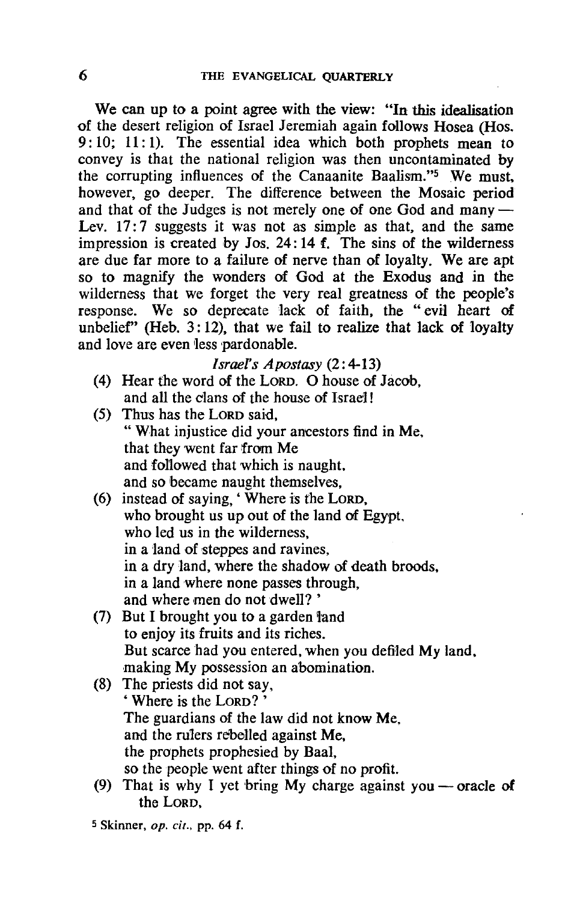We can up to a point agree with the view: "In this idealisation of the desert religion of Israel Jeremiah again follows Hosea (Hos. 9:10; 11:1). The essential idea which both prophets mean to convey is that the national religion was then uncontaminated by the corrupting influences of the Canaanite Baalism."[5] We must, however, go deeper. The difference between the Mosaic period and that of the Judges is not merely one of one God and many — Lev. 17:7 suggests it was not as simple as that, and the same impression is created by Jos. 24:14 f. The sins of the wilderness are due far more to a failure of nerve than of loyalty. We are apt so to magnify the wonders of God at the Exodus and in the wilderness that we forget the very real greatness of the people's response. We so deprecate lack of faith, the "evil heart of unbelief" (Heb. 3:12), that we fail to realize that lack of loyalty and love are even less pardonable.

*Israel's Apostasy* (2:4-13)

(4) Hear the word of the LORD, O house of Jacob,
and all the clans of the house of Israel!

(5) Thus has the LORD said,
"What injustice did your ancestors find in Me,
that they went far from Me
and followed that which is naught,
and so became naught themselves,

(6) instead of saying, 'Where is the LORD,
who brought us up out of the land of Egypt,
who led us in the wilderness,
in a land of steppes and ravines,
in a dry land, where the shadow of death broods,
in a land where none passes through,
and where men do not dwell?'

(7) But I brought you to a garden land
to enjoy its fruits and its riches.
But scarce had you entered, when you defiled My land,
making My possession an abomination.

(8) The priests did not say,
'Where is the LORD?'
The guardians of the law did not know Me,
and the rulers rebelled against Me,
the prophets prophesied by Baal,
so the people went after things of no profit.

(9) That is why I yet bring My charge against you — oracle of the LORD,

[5] Skinner, *op. cit.*, pp. 64 f.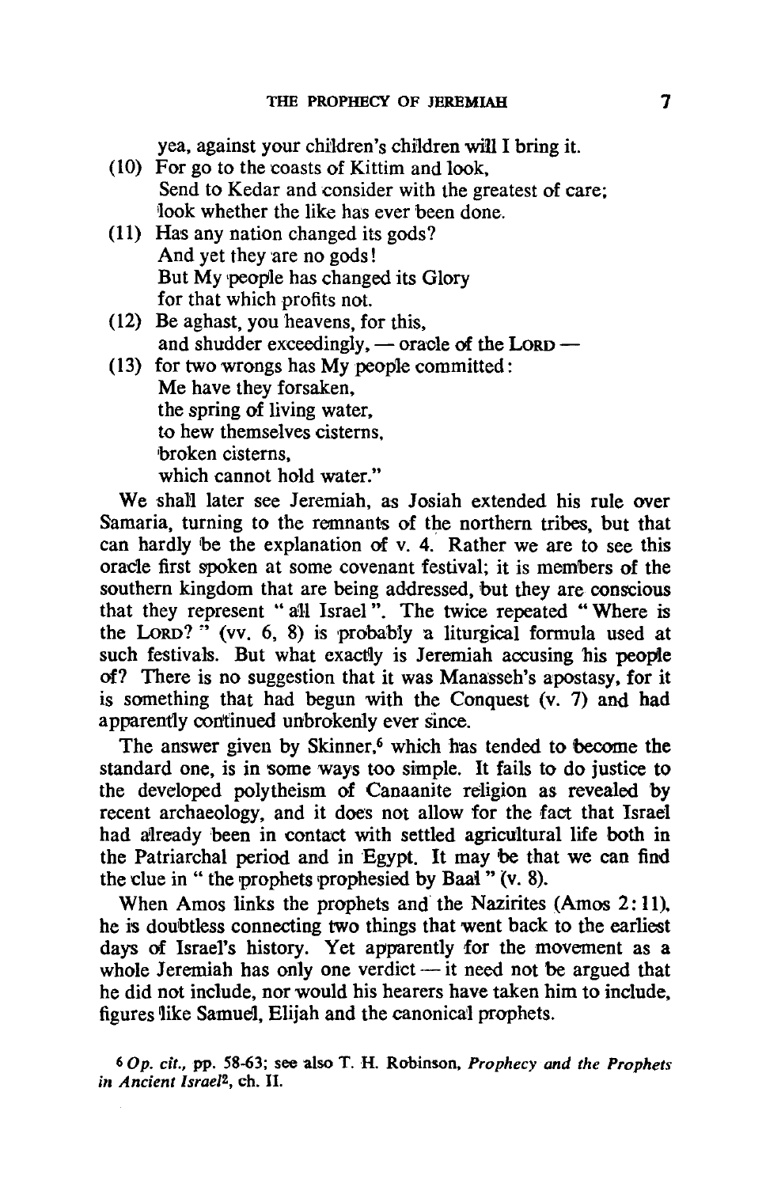yea, against your children's children will I bring it.

(10) For go to the coasts of Kittim and look,
Send to Kedar and consider with the greatest of care;
look whether the like has ever been done.

(11) Has any nation changed its gods?
And yet they are no gods!
But My people has changed its Glory
for that which profits not.

(12) Be aghast, you heavens, for this,
and shudder exceedingly, — oracle of the LORD —

(13) for two wrongs has My people committed:
Me have they forsaken,
the spring of living water,
to hew themselves cisterns,
broken cisterns,
which cannot hold water."

We shall later see Jeremiah, as Josiah extended his rule over Samaria, turning to the remnants of the northern tribes, but that can hardly be the explanation of v. 4. Rather we are to see this oracle first spoken at some covenant festival; it is members of the southern kingdom that are being addressed, but they are conscious that they represent "all Israel". The twice repeated "Where is the LORD?" (vv. 6, 8) is probably a liturgical formula used at such festivals. But what exactly is Jeremiah accusing his people of? There is no suggestion that it was Manasseh's apostasy, for it is something that had begun with the Conquest (v. 7) and had apparently continued unbrokenly ever since.

The answer given by Skinner,[6] which has tended to become the standard one, is in some ways too simple. It fails to do justice to the developed polytheism of Canaanite religion as revealed by recent archaeology, and it does not allow for the fact that Israel had already been in contact with settled agricultural life both in the Patriarchal period and in Egypt. It may be that we can find the clue in "the prophets prophesied by Baal" (v. 8).

When Amos links the prophets and the Nazirites (Amos 2:11), he is doubtless connecting two things that went back to the earliest days of Israel's history. Yet apparently for the movement as a whole Jeremiah has only one verdict — it need not be argued that he did not include, nor would his hearers have taken him to include, figures like Samuel, Elijah and the canonical prophets.

[6] *Op. cit.*, pp. 58-63; see also T. H. Robinson, *Prophecy and the Prophets in Ancient Israel*[2], ch. II.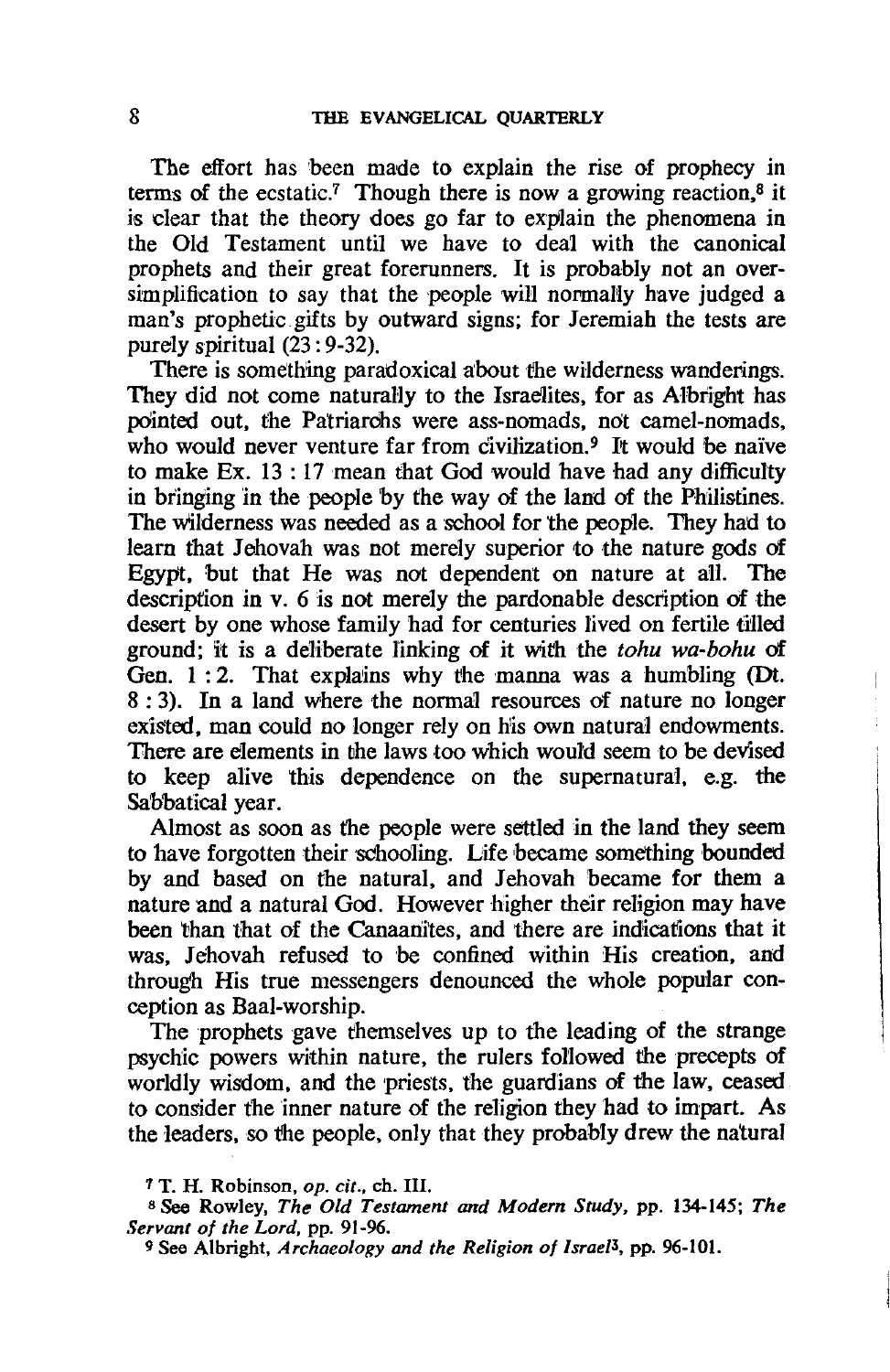The effort has been made to explain the rise of prophecy in terms of the ecstatic.[7] Though there is now a growing reaction,[8] it is clear that the theory does go far to explain the phenomena in the Old Testament until we have to deal with the canonical prophets and their great forerunners. It is probably not an over-simplification to say that the people will normally have judged a man's prophetic gifts by outward signs; for Jeremiah the tests are purely spiritual (23 : 9-32).

There is something paradoxical about the wilderness wanderings. They did not come naturally to the Israelites, for as Albright has pointed out, the Patriarchs were ass-nomads, not camel-nomads, who would never venture far from civilization.[9] It would be naïve to make Ex. 13 : 17 mean that God would have had any difficulty in bringing in the people by the way of the land of the Philistines. The wilderness was needed as a school for the people. They had to learn that Jehovah was not merely superior to the nature gods of Egypt, but that He was not dependent on nature at all. The description in v. 6 is not merely the pardonable description of the desert by one whose family had for centuries lived on fertile tilled ground; it is a deliberate linking of it with the *tohu wa-bohu* of Gen. 1 : 2. That explains why the manna was a humbling (Dt. 8 : 3). In a land where the normal resources of nature no longer existed, man could no longer rely on his own natural endowments. There are elements in the laws too which would seem to be devised to keep alive this dependence on the supernatural, e.g. the Sabbatical year.

Almost as soon as the people were settled in the land they seem to have forgotten their schooling. Life became something bounded by and based on the natural, and Jehovah became for them a nature and a natural God. However higher their religion may have been than that of the Canaanites, and there are indications that it was, Jehovah refused to be confined within His creation, and through His true messengers denounced the whole popular conception as Baal-worship.

The prophets gave themselves up to the leading of the strange psychic powers within nature, the rulers followed the precepts of worldly wisdom, and the priests, the guardians of the law, ceased to consider the inner nature of the religion they had to impart. As the leaders, so the people, only that they probably drew the natural

[7] T. H. Robinson, *op. cit.*, ch. III.

[8] See Rowley, *The Old Testament and Modern Study*, pp. 134-145; *The Servant of the Lord*, pp. 91-96.

[9] See Albright, *Archaeology and the Religion of Israel*[3], pp. 96-101.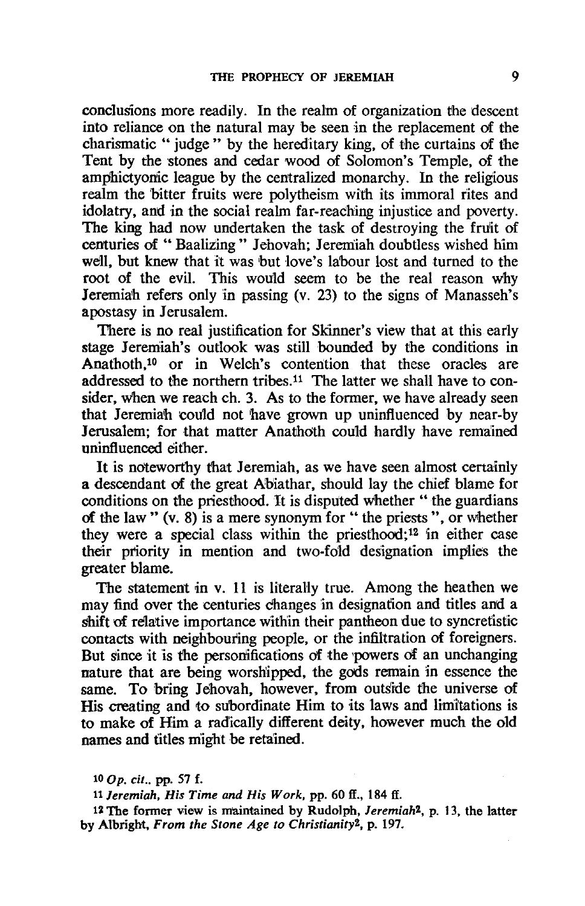conclusions more readily. In the realm of organization the descent into reliance on the natural may be seen in the replacement of the charismatic " judge " by the hereditary king, of the curtains of the Tent by the stones and cedar wood of Solomon's Temple, of the amphictyonic league by the centralized monarchy. In the religious realm the bitter fruits were polytheism with its immoral rites and idolatry, and in the social realm far-reaching injustice and poverty. The king had now undertaken the task of destroying the fruit of centuries of " Baalizing " Jehovah; Jeremiah doubtless wished him well, but knew that it was but love's labour lost and turned to the root of the evil. This would seem to be the real reason why Jeremiah refers only in passing (v. 23) to the signs of Manasseh's apostasy in Jerusalem.

There is no real justification for Skinner's view that at this early stage Jeremiah's outlook was still bounded by the conditions in Anathoth,[10] or in Welch's contention that these oracles are addressed to the northern tribes.[11] The latter we shall have to consider, when we reach ch. 3. As to the former, we have already seen that Jeremiah could not have grown up uninfluenced by near-by Jerusalem; for that matter Anathoth could hardly have remained uninfluenced either.

It is noteworthy that Jeremiah, as we have seen almost certainly a descendant of the great Abiathar, should lay the chief blame for conditions on the priesthood. It is disputed whether " the guardians of the law " (v. 8) is a mere synonym for " the priests ", or whether they were a special class within the priesthood;[12] in either case their priority in mention and two-fold designation implies the greater blame.

The statement in v. 11 is literally true. Among the heathen we may find over the centuries changes in designation and titles and a shift of relative importance within their pantheon due to syncretistic contacts with neighbouring people, or the infiltration of foreigners. But since it is the personifications of the powers of an unchanging nature that are being worshipped, the gods remain in essence the same. To bring Jehovah, however, from outside the universe of His creating and to subordinate Him to its laws and limitations is to make of Him a radically different deity, however much the old names and titles might be retained.

[10] *Op. cit.*, pp. 57 f.

[11] *Jeremiah, His Time and His Work*, pp. 60 ff., 184 ff.

[12] The former view is maintained by Rudolph, *Jeremiah*², p. 13, the latter by Albright, *From the Stone Age to Christianity*², p. 197.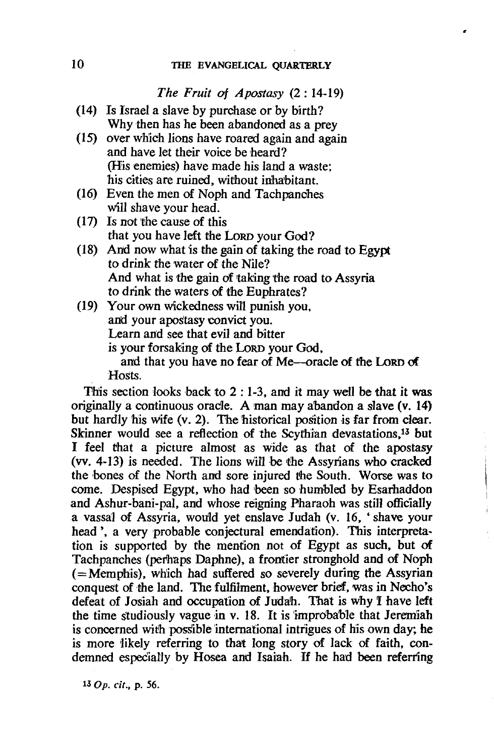*The Fruit of Apostasy* (2 : 14-19)

(14) Is Israel a slave by purchase or by birth?
Why then has he been abandoned as a prey
(15) over which lions have roared again and again
and have let their voice be heard?
(His enemies) have made his land a waste;
his cities are ruined, without inhabitant.
(16) Even the men of Noph and Tachpanches
will shave your head.
(17) Is not the cause of this
that you have left the LORD your God?
(18) And now what is the gain of taking the road to Egypt
to drink the water of the Nile?
And what is the gain of taking the road to Assyria
to drink the waters of the Euphrates?
(19) Your own wickedness will punish you,
and your apostasy convict you.
Learn and see that evil and bitter
is your forsaking of the LORD your God,
and that you have no fear of Me—oracle of the LORD of Hosts.

This section looks back to 2 : 1-3, and it may well be that it was originally a continuous oracle. A man may abandon a slave (v. 14) but hardly his wife (v. 2). The historical position is far from clear. Skinner would see a reflection of the Scythian devastations,[13] but I feel that a picture almost as wide as that of the apostasy (vv. 4-13) is needed. The lions will be the Assyrians who cracked the bones of the North and sore injured the South. Worse was to come. Despised Egypt, who had been so humbled by Esarhaddon and Ashur-bani-pal, and whose reigning Pharaoh was still officially a vassal of Assyria, would yet enslave Judah (v. 16, 'shave your head', a very probable conjectural emendation). This interpretation is supported by the mention not of Egypt as such, but of Tachpanches (perhaps Daphne), a frontier stronghold and of Noph (=Memphis), which had suffered so severely during the Assyrian conquest of the land. The fulfilment, however brief, was in Necho's defeat of Josiah and occupation of Judah. That is why I have left the time studiously vague in v. 18. It is improbable that Jeremiah is concerned with possible international intrigues of his own day; he is more likely referring to that long story of lack of faith, condemned especially by Hosea and Isaiah. If he had been referring

[13] *Op. cit.*, p. 56.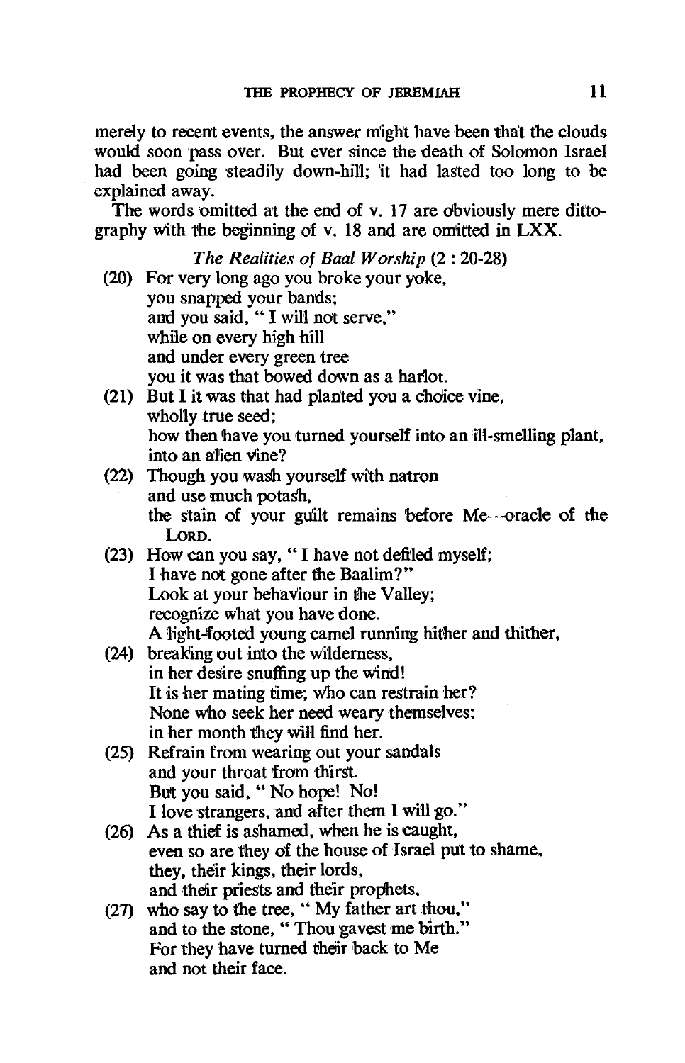merely to recent events, the answer might have been that the clouds would soon pass over. But ever since the death of Solomon Israel had been going steadily down-hill; it had lasted too long to be explained away.

The words omitted at the end of v. 17 are obviously mere dittography with the beginning of v. 18 and are omitted in LXX.

### *The Realities of Baal Worship* (2 : 20-28)

(20) For very long ago you broke your yoke,
you snapped your bands;
and you said, "I will not serve,"
while on every high hill
and under every green tree
you it was that bowed down as a harlot.

(21) But I it was that had planted you a choice vine,
wholly true seed;
how then have you turned yourself into an ill-smelling plant,
into an alien vine?

(22) Though you wash yourself with natron
and use much potash,
the stain of your guilt remains before Me—oracle of the LORD.

(23) How can you say, "I have not defiled myself;
I have not gone after the Baalim?"
Look at your behaviour in the Valley;
recognize what you have done.
A light-footed young camel running hither and thither,

(24) breaking out into the wilderness,
in her desire snuffing up the wind!
It is her mating time; who can restrain her?
None who seek her need weary themselves;
in her month they will find her.

(25) Refrain from wearing out your sandals
and your throat from thirst.
But you said, "No hope! No!
I love strangers, and after them I will go."

(26) As a thief is ashamed, when he is caught,
even so are they of the house of Israel put to shame,
they, their kings, their lords,
and their priests and their prophets,

(27) who say to the tree, "My father art thou,"
and to the stone, "Thou gavest me birth."
For they have turned their back to Me
and not their face.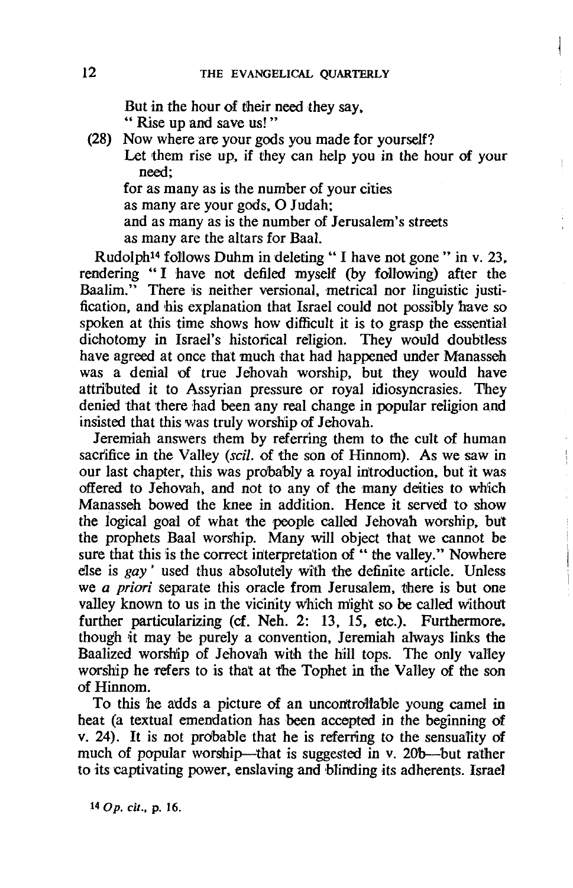But in the hour of their need they say,
"Rise up and save us!"

(28) Now where are your gods you made for yourself?
Let them rise up, if they can help you in the hour of your need;
for as many as is the number of your cities
as many are your gods, O Judah;
and as many as is the number of Jerusalem's streets
as many are the altars for Baal.

Rudolph[14] follows Duhm in deleting "I have not gone" in v. 23, rendering "I have not defiled myself (by following) after the Baalim." There is neither versional, metrical nor linguistic justification, and his explanation that Israel could not possibly have so spoken at this time shows how difficult it is to grasp the essential dichotomy in Israel's historical religion. They would doubtless have agreed at once that much that had happened under Manasseh was a denial of true Jehovah worship, but they would have attributed it to Assyrian pressure or royal idiosyncrasies. They denied that there had been any real change in popular religion and insisted that this was truly worship of Jehovah.

Jeremiah answers them by referring them to the cult of human sacrifice in the Valley (*scil.* of the son of Hinnom). As we saw in our last chapter, this was probably a royal introduction, but it was offered to Jehovah, and not to any of the many deities to which Manasseh bowed the knee in addition. Hence it served to show the logical goal of what the people called Jehovah worship, but the prophets Baal worship. Many will object that we cannot be sure that this is the correct interpretation of "the valley." Nowhere else is *gay'* used thus absolutely with the definite article. Unless we *a priori* separate this oracle from Jerusalem, there is but one valley known to us in the vicinity which might so be called without further particularizing (cf. Neh. 2: 13, 15, etc.). Furthermore, though it may be purely a convention, Jeremiah always links the Baalized worship of Jehovah with the hill tops. The only valley worship he refers to is that at the Tophet in the Valley of the son of Hinnom.

To this he adds a picture of an uncontrollable young camel in heat (a textual emendation has been accepted in the beginning of v. 24). It is not probable that he is referring to the sensuality of much of popular worship—that is suggested in v. 20b—but rather to its captivating power, enslaving and blinding its adherents. Israel

[14] *Op. cit.*, p. 16.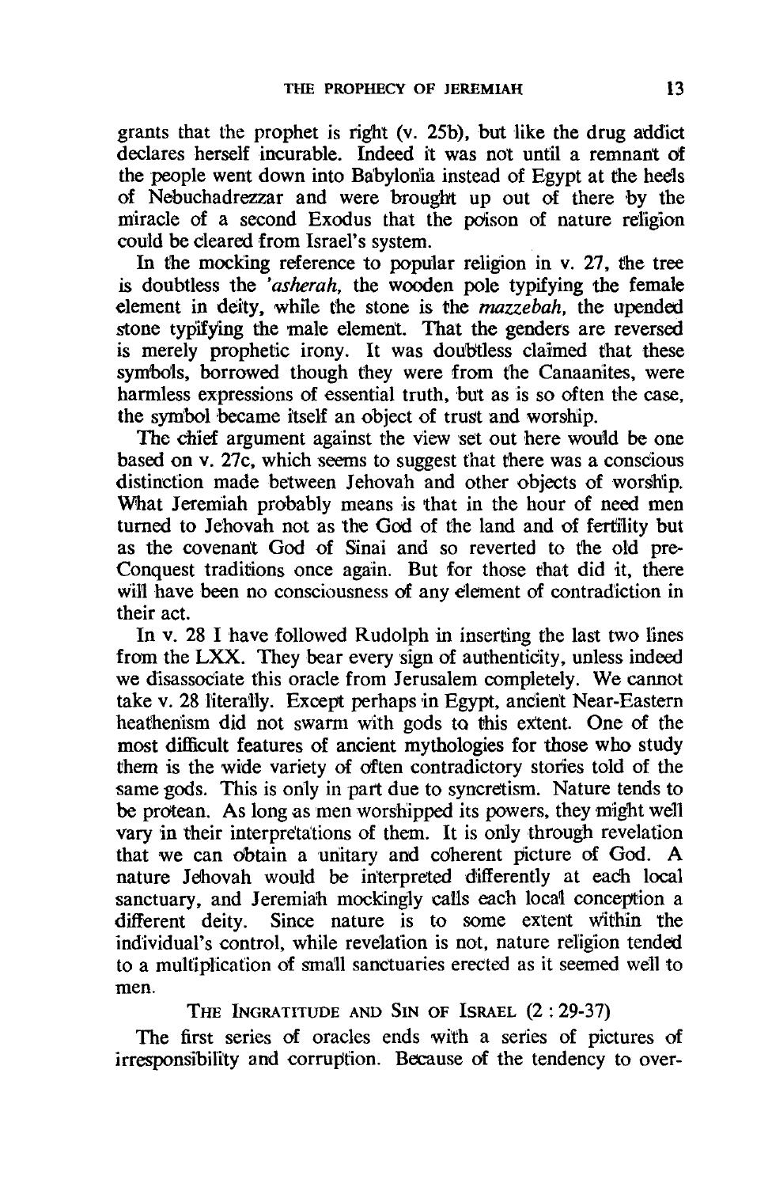grants that the prophet is right (v. 25b), but like the drug addict declares herself incurable. Indeed it was not until a remnant of the people went down into Babylonia instead of Egypt at the heels of Nebuchadrezzar and were brought up out of there by the miracle of a second Exodus that the poison of nature religion could be cleared from Israel's system.

In the mocking reference to popular religion in v. 27, the tree is doubtless the *'asherah,* the wooden pole typifying the female element in deity, while the stone is the *mazzebah,* the upended stone typifying the male element. That the genders are reversed is merely prophetic irony. It was doubtless claimed that these symbols, borrowed though they were from the Canaanites, were harmless expressions of essential truth, but as is so often the case, the symbol became itself an object of trust and worship.

The chief argument against the view set out here would be one based on v. 27c, which seems to suggest that there was a conscious distinction made between Jehovah and other objects of worship. What Jeremiah probably means is that in the hour of need men turned to Jehovah not as the God of the land and of fertility but as the covenant God of Sinai and so reverted to the old pre-Conquest traditions once again. But for those that did it, there will have been no consciousness of any element of contradiction in their act.

In v. 28 I have followed Rudolph in inserting the last two lines from the LXX. They bear every sign of authenticity, unless indeed we disassociate this oracle from Jerusalem completely. We cannot take v. 28 literally. Except perhaps in Egypt, ancient Near-Eastern heathenism did not swarm with gods to this extent. One of the most difficult features of ancient mythologies for those who study them is the wide variety of often contradictory stories told of the same gods. This is only in part due to syncretism. Nature tends to be protean. As long as men worshipped its powers, they might well vary in their interpretations of them. It is only through revelation that we can obtain a unitary and coherent picture of God. A nature Jehovah would be interpreted differently at each local sanctuary, and Jeremiah mockingly calls each local conception a different deity. Since nature is to some extent within the individual's control, while revelation is not, nature religion tended to a multiplication of small sanctuaries erected as it seemed well to men.

### The Ingratitude and Sin of Israel (2 : 29-37)

The first series of oracles ends with a series of pictures of irresponsibility and corruption. Because of the tendency to over-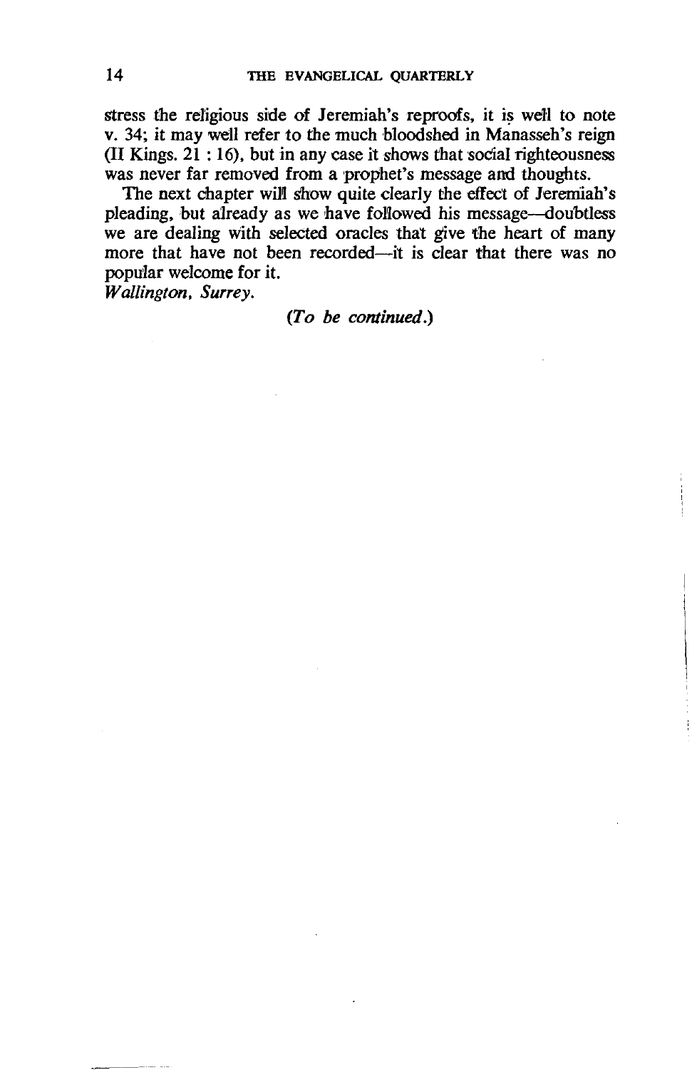stress the religious side of Jeremiah's reproofs, it is well to note v. 34; it may well refer to the much bloodshed in Manasseh's reign (II Kings. 21 : 16), but in any case it shows that social righteousness was never far removed from a prophet's message and thoughts.

The next chapter will show quite clearly the effect of Jeremiah's pleading, but already as we have followed his message—doubtless we are dealing with selected oracles that give the heart of many more that have not been recorded—it is clear that there was no popular welcome for it.

*Wallington, Surrey.*

*(To be continued.)*